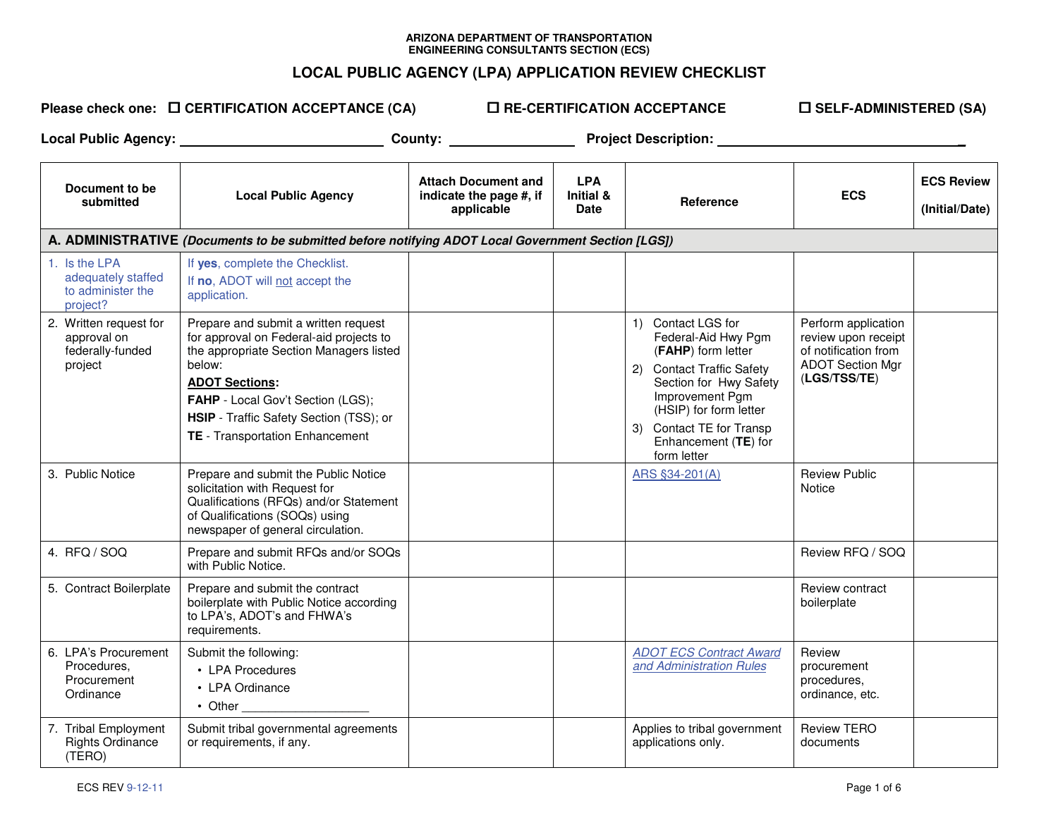ARIZONA DEPARTMENT OF TRANSPORTATION
ENGINEERING CONSULTANTS SECTION (ECS)

# LOCAL PUBLIC AGENCY (LPA) APPLICATION REVIEW CHECKLIST

**Please check one:** ☐ **CERTIFICATION ACCEPTANCE (CA)** ☐ **RE-CERTIFICATION ACCEPTANCE** ☐ **SELF-ADMINISTERED (SA)**

**Local Public Agency:** ______________________ **County:** ______________ **Project Description:** ____________________________

| Document to be submitted | Local Public Agency | Attach Document and indicate the page #, if applicable | LPA Initial & Date | Reference | ECS | ECS Review (Initial/Date) |
|---|---|---|---|---|---|---|
| **A. ADMINISTRATIVE** ***(Documents to be submitted before notifying ADOT Local Government Section [LGS])*** | | | | | | |
| 1. Is the LPA adequately staffed to administer the project? | If **yes**, complete the Checklist. If **no**, ADOT will not accept the application. | | | | | |
| 2. Written request for approval on federally-funded project | Prepare and submit a written request for approval on Federal-aid projects to the appropriate Section Managers listed below: **ADOT Sections:** **FAHP** - Local Gov't Section (LGS); **HSIP** - Traffic Safety Section (TSS); or **TE** - Transportation Enhancement | 1) Contact LGS for Federal-Aid Hwy Pgm (**FAHP**) form letter 2) Contact Traffic Safety Section for Hwy Safety Improvement Pgm (HSIP) for form letter 3) Contact TE for Transp Enhancement (**TE**) for form letter | | | Perform application review upon receipt of notification from ADOT Section Mgr (**LGS**/**TSS**/**TE**) | |
| 3. Public Notice | Prepare and submit the Public Notice solicitation with Request for Qualifications (RFQs) and/or Statement of Qualifications (SOQs) using newspaper of general circulation. | | | ARS §34-201(A) | Review Public Notice | |
| 4. RFQ / SOQ | Prepare and submit RFQs and/or SOQs with Public Notice. | | | | Review RFQ / SOQ | |
| 5. Contract Boilerplate | Prepare and submit the contract boilerplate with Public Notice according to LPA's, ADOT's and FHWA's requirements. | | | | Review contract boilerplate | |
| 6. LPA's Procurement Procedures, Procurement Ordinance | Submit the following: • LPA Procedures • LPA Ordinance • Other ________________ | | | *ADOT ECS Contract Award and Administration Rules* | Review procurement procedures, ordinance, etc. | |
| 7. Tribal Employment Rights Ordinance (TERO) | Submit tribal governmental agreements or requirements, if any. | | | Applies to tribal government applications only. | Review TERO documents | |

ECS REV 9-12-11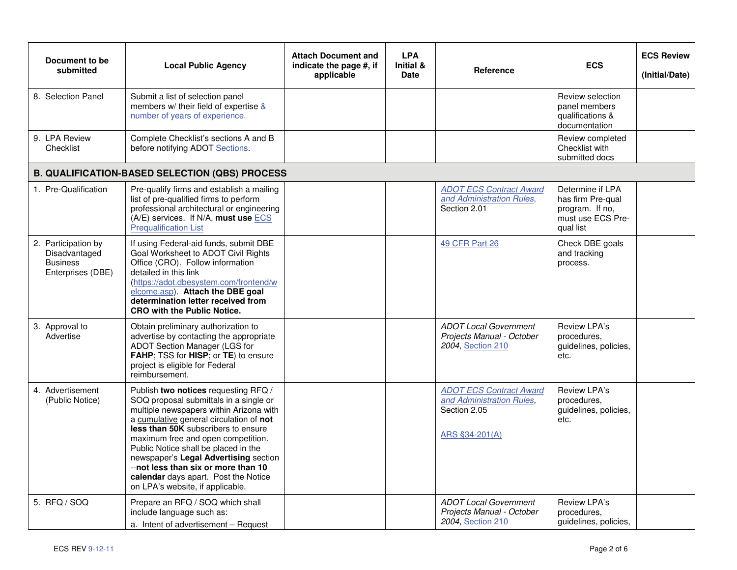| Document to be submitted | Local Public Agency | Attach Document and indicate the page #, if applicable | LPA Initial & Date | Reference | ECS | ECS Review (Initial/Date) |
|---|---|---|---|---|---|---|
| 8. Selection Panel | Submit a list of selection panel members w/ their field of expertise & number of years of experience. | | | | Review selection panel members qualifications & documentation | |
| 9. LPA Review Checklist | Complete Checklist's sections A and B before notifying ADOT Sections. | | | | Review completed Checklist with submitted docs | |
| **B. QUALIFICATION-BASED SELECTION (QBS) PROCESS** | | | | | | |
| 1. Pre-Qualification | Pre-qualify firms and establish a mailing list of pre-qualified firms to perform professional architectural or engineering (A/E) services. If N/A, **must use** ECS Prequalification List | | | *ADOT ECS Contract Award and Administration Rules*, Section 2.01 | Determine if LPA has firm Pre-qual program. If no, must use ECS Pre-qual list | |
| 2. Participation by Disadvantaged Business Enterprises (DBE) | If using Federal-aid funds, submit DBE Goal Worksheet to ADOT Civil Rights Office (CRO). Follow information detailed in this link (https://adot.dbesystem.com/frontend/welcome.asp). **Attach the DBE goal determination letter received from CRO with the Public Notice.** | | | 49 CFR Part 26 | Check DBE goals and tracking process. | |
| 3. Approval to Advertise | Obtain preliminary authorization to advertise by contacting the appropriate ADOT Section Manager (LGS for **FAHP**; TSS for **HISP**; or **TE**) to ensure project is eligible for Federal reimbursement. | | | *ADOT Local Government Projects Manual - October 2004,* Section 210 | Review LPA's procedures, guidelines, policies, etc. | |
| 4. Advertisement (Public Notice) | Publish **two notices** requesting RFQ / SOQ proposal submittals in a single or multiple newspapers within Arizona with a cumulative general circulation of **not less than 50K** subscribers to ensure maximum free and open competition. Public Notice shall be placed in the newspaper's **Legal Advertising** section --**not less than six or more than 10 calendar** days apart. Post the Notice on LPA's website, if applicable. | | | *ADOT ECS Contract Award and Administration Rules*, Section 2.05<br><br>ARS §34-201(A) | Review LPA's procedures, guidelines, policies, etc. | |
| 5. RFQ / SOQ | Prepare an RFQ / SOQ which shall include language such as:<br>a. Intent of advertisement – Request | | | *ADOT Local Government Projects Manual - October 2004,* Section 210 | Review LPA's procedures, guidelines, policies, | |

ECS REV 9-12-11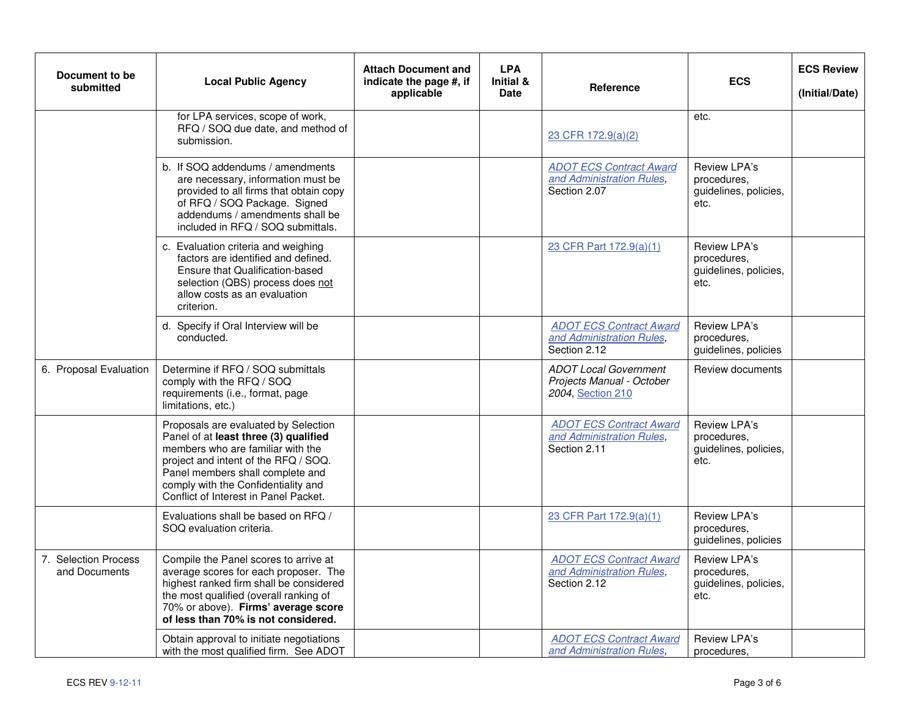| Document to be submitted | Local Public Agency | Attach Document and indicate the page #, if applicable | LPA Initial & Date | Reference | ECS | ECS Review (Initial/Date) |
|---|---|---|---|---|---|---|
| | for LPA services, scope of work, RFQ / SOQ due date, and method of submission. | | | 23 CFR 172.9(a)(2) | etc. | |
| | b. If SOQ addendums / amendments are necessary, information must be provided to all firms that obtain copy of RFQ / SOQ Package. Signed addendums / amendments shall be included in RFQ / SOQ submittals. | | | *ADOT ECS Contract Award and Administration Rules*, Section 2.07 | Review LPA's procedures, guidelines, policies, etc. | |
| | c. Evaluation criteria and weighing factors are identified and defined. Ensure that Qualification-based selection (QBS) process does not allow costs as an evaluation criterion. | | | 23 CFR Part 172.9(a)(1) | Review LPA's procedures, guidelines, policies, etc. | |
| | d. Specify if Oral Interview will be conducted. | | | *ADOT ECS Contract Award and Administration Rules*, Section 2.12 | Review LPA's procedures, guidelines, policies | |
| 6. Proposal Evaluation | Determine if RFQ / SOQ submittals comply with the RFQ / SOQ requirements (i.e., format, page limitations, etc.) | | | *ADOT Local Government Projects Manual - October 2004*, Section 210 | Review documents | |
| | Proposals are evaluated by Selection Panel of at **least three (3) qualified** members who are familiar with the project and intent of the RFQ / SOQ. Panel members shall complete and comply with the Confidentiality and Conflict of Interest in Panel Packet. | | | *ADOT ECS Contract Award and Administration Rules*, Section 2.11 | Review LPA's procedures, guidelines, policies, etc. | |
| | Evaluations shall be based on RFQ / SOQ evaluation criteria. | | | 23 CFR Part 172.9(a)(1) | Review LPA's procedures, guidelines, policies | |
| 7. Selection Process and Documents | Compile the Panel scores to arrive at average scores for each proposer. The highest ranked firm shall be considered the most qualified (overall ranking of 70% or above). **Firms' average score of less than 70% is not considered.** | | | *ADOT ECS Contract Award and Administration Rules*, Section 2.12 | Review LPA's procedures, guidelines, policies, etc. | |
| | Obtain approval to initiate negotiations with the most qualified firm. See ADOT | | | *ADOT ECS Contract Award and Administration Rules*, | Review LPA's procedures, | |

ECS REV 9-12-11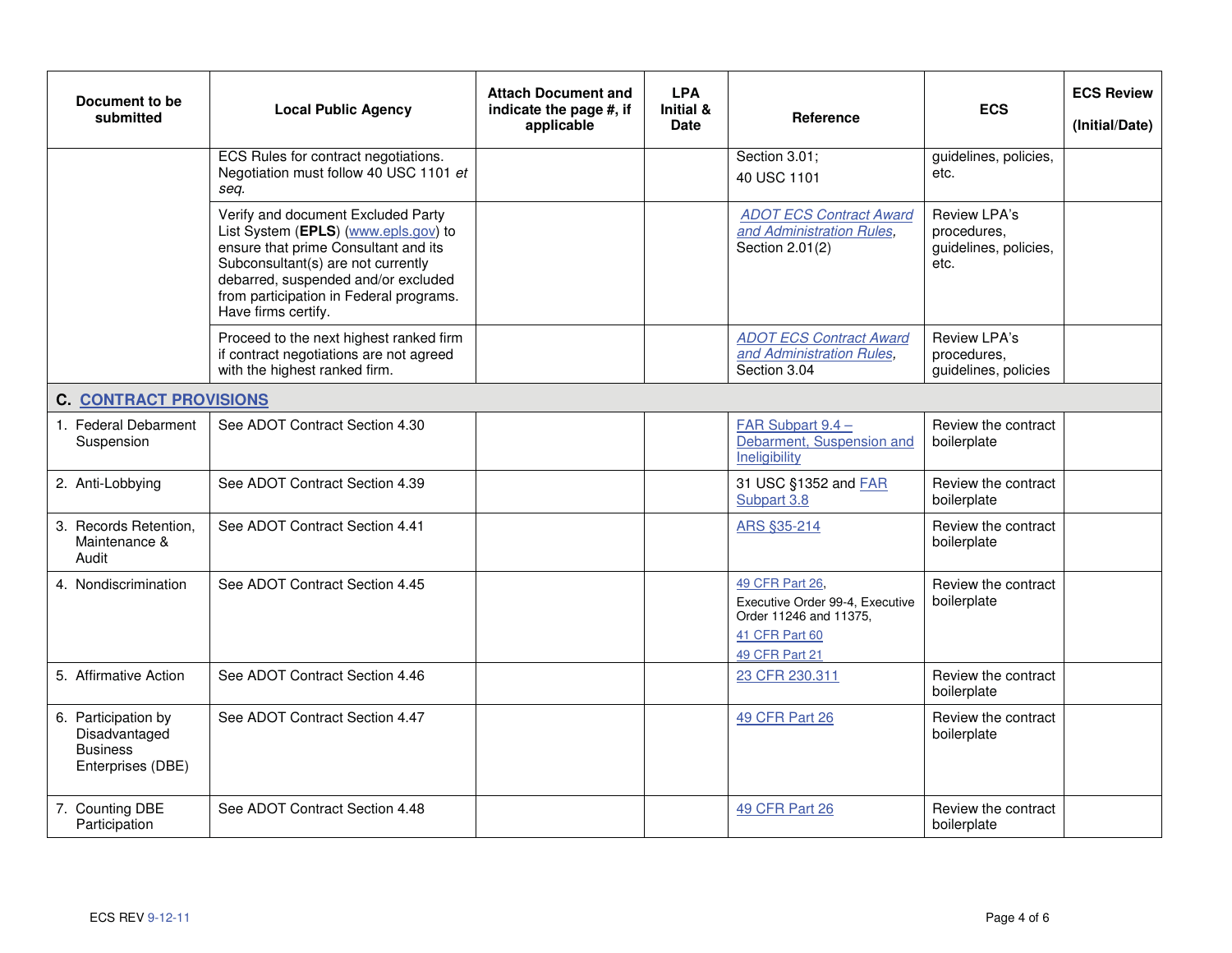| Document to be submitted | Local Public Agency | Attach Document and indicate the page #, if applicable | LPA Initial & Date | Reference | ECS | ECS Review (Initial/Date) |
|---|---|---|---|---|---|---|
| | ECS Rules for contract negotiations. Negotiation must follow 40 USC 1101 *et seq.* | | | Section 3.01; 40 USC 1101 | guidelines, policies, etc. | |
| | Verify and document Excluded Party List System (**EPLS**) (www.epls.gov) to ensure that prime Consultant and its Subconsultant(s) are not currently debarred, suspended and/or excluded from participation in Federal programs. Have firms certify. | | | *ADOT ECS Contract Award and Administration Rules*, Section 2.01(2) | Review LPA's procedures, guidelines, policies, etc. | |
| | Proceed to the next highest ranked firm if contract negotiations are not agreed with the highest ranked firm. | | | *ADOT ECS Contract Award and Administration Rules*, Section 3.04 | Review LPA's procedures, guidelines, policies | |
| **C. CONTRACT PROVISIONS** | | | | | | |
| 1. Federal Debarment Suspension | See ADOT Contract Section 4.30 | | | FAR Subpart 9.4 – Debarment, Suspension and Ineligibility | Review the contract boilerplate | |
| 2. Anti-Lobbying | See ADOT Contract Section 4.39 | | | 31 USC §1352 and FAR Subpart 3.8 | Review the contract boilerplate | |
| 3. Records Retention, Maintenance & Audit | See ADOT Contract Section 4.41 | | | ARS §35-214 | Review the contract boilerplate | |
| 4. Nondiscrimination | See ADOT Contract Section 4.45 | | | 49 CFR Part 26, Executive Order 99-4, Executive Order 11246 and 11375, 41 CFR Part 60 49 CFR Part 21 | Review the contract boilerplate | |
| 5. Affirmative Action | See ADOT Contract Section 4.46 | | | 23 CFR 230.311 | Review the contract boilerplate | |
| 6. Participation by Disadvantaged Business Enterprises (DBE) | See ADOT Contract Section 4.47 | | | 49 CFR Part 26 | Review the contract boilerplate | |
| 7. Counting DBE Participation | See ADOT Contract Section 4.48 | | | 49 CFR Part 26 | Review the contract boilerplate | |

ECS REV 9-12-11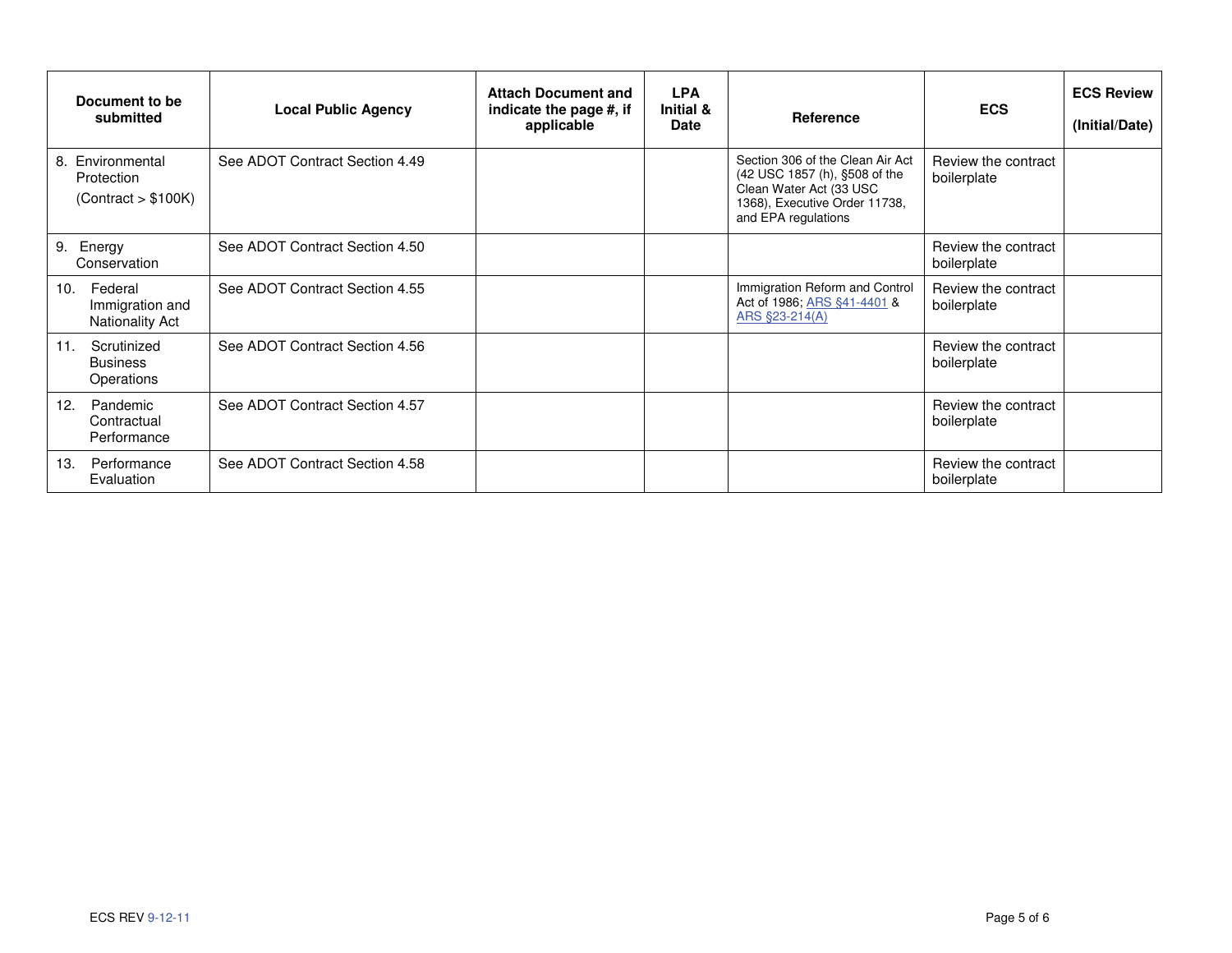| Document to be submitted | Local Public Agency | Attach Document and indicate the page #, if applicable | LPA Initial & Date | Reference | ECS | ECS Review (Initial/Date) |
|---|---|---|---|---|---|---|
| 8. Environmental Protection (Contract > $100K) | See ADOT Contract Section 4.49 | | | Section 306 of the Clean Air Act (42 USC 1857 (h), §508 of the Clean Water Act (33 USC 1368), Executive Order 11738, and EPA regulations | Review the contract boilerplate | |
| 9. Energy Conservation | See ADOT Contract Section 4.50 | | | | Review the contract boilerplate | |
| 10. Federal Immigration and Nationality Act | See ADOT Contract Section 4.55 | | | Immigration Reform and Control Act of 1986; ARS §41-4401 & ARS §23-214(A) | Review the contract boilerplate | |
| 11. Scrutinized Business Operations | See ADOT Contract Section 4.56 | | | | Review the contract boilerplate | |
| 12. Pandemic Contractual Performance | See ADOT Contract Section 4.57 | | | | Review the contract boilerplate | |
| 13. Performance Evaluation | See ADOT Contract Section 4.58 | | | | Review the contract boilerplate | |

ECS REV 9-12-11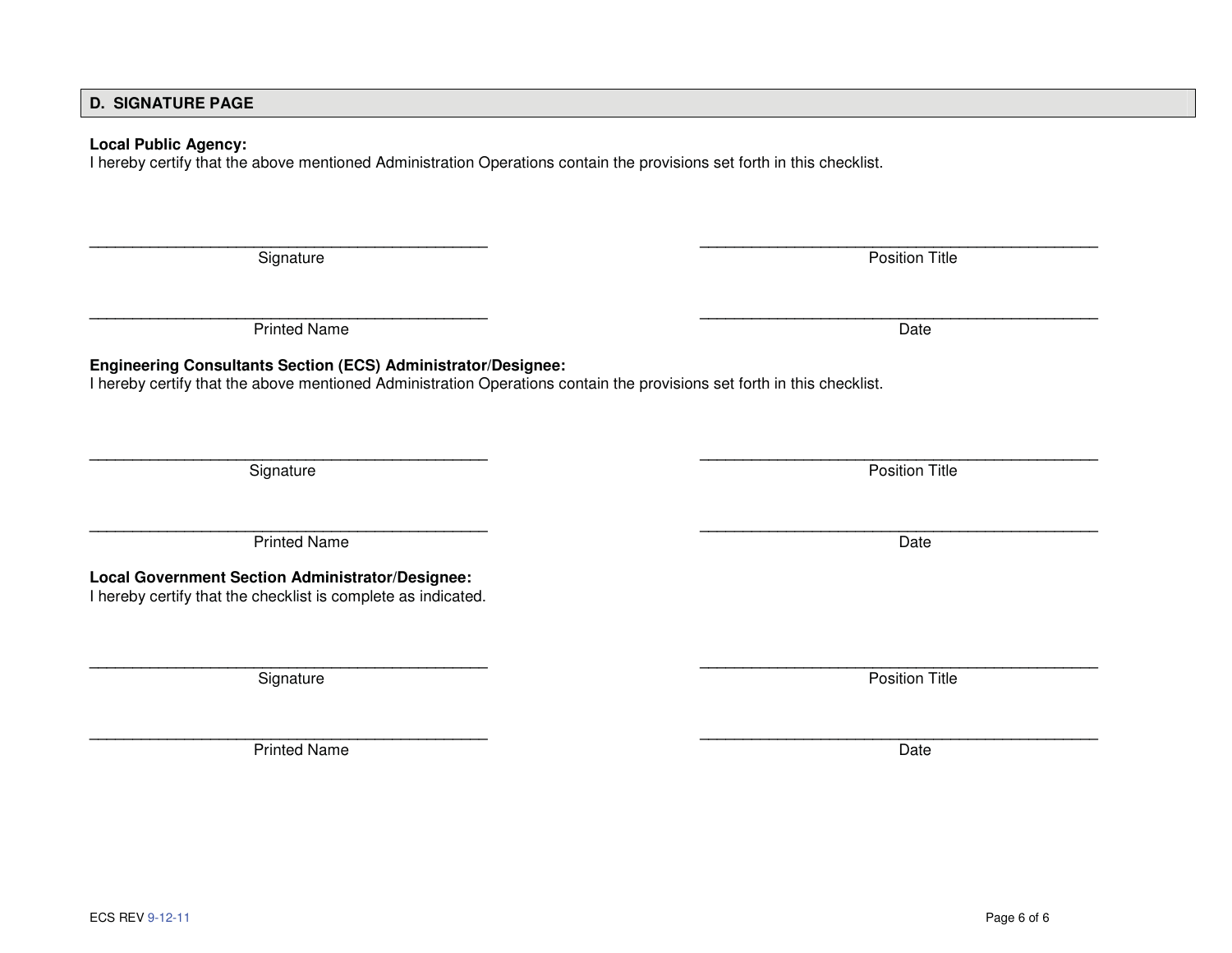## D. SIGNATURE PAGE

**Local Public Agency:**
I hereby certify that the above mentioned Administration Operations contain the provisions set forth in this checklist.

| | |
|---|---|
| _______________________________ | _______________________________ |
| Signature | Position Title |
| _______________________________ | _______________________________ |
| Printed Name | Date |

**Engineering Consultants Section (ECS) Administrator/Designee:**
I hereby certify that the above mentioned Administration Operations contain the provisions set forth in this checklist.

| | |
|---|---|
| _______________________________ | _______________________________ |
| Signature | Position Title |
| _______________________________ | _______________________________ |
| Printed Name | Date |

**Local Government Section Administrator/Designee:**
I hereby certify that the checklist is complete as indicated.

| | |
|---|---|
| _______________________________ | _______________________________ |
| Signature | Position Title |
| _______________________________ | _______________________________ |
| Printed Name | Date |

ECS REV 9-12-11